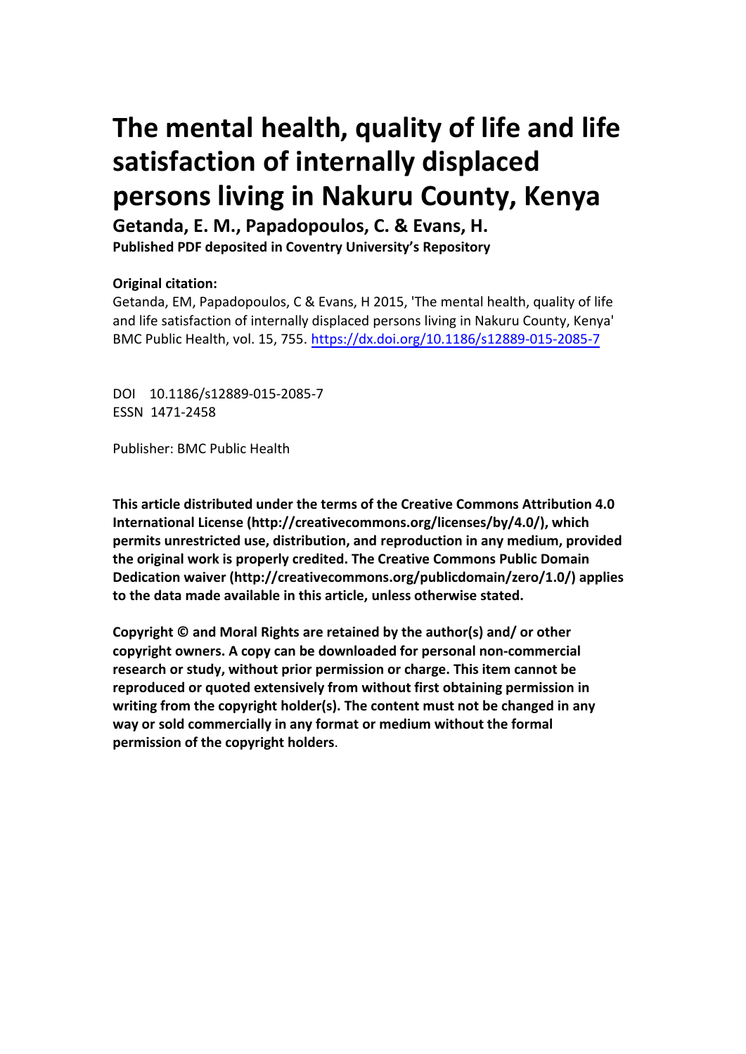# The mental health, quality of life and life satisfaction of internally displaced persons living in Nakuru County, Kenya

**Getanda, E. M., Papadopoulos, C. & Evans, H.**

**Published PDF deposited in Coventry University's Repository**

**Original citation:**

Getanda, EM, Papadopoulos, C & Evans, H 2015, 'The mental health, quality of life and life satisfaction of internally displaced persons living in Nakuru County, Kenya' BMC Public Health, vol. 15, 755. https://dx.doi.org/10.1186/s12889-015-2085-7

DOI 10.1186/s12889-015-2085-7
ESSN 1471-2458

Publisher: BMC Public Health

**This article distributed under the terms of the Creative Commons Attribution 4.0 International License (http://creativecommons.org/licenses/by/4.0/), which permits unrestricted use, distribution, and reproduction in any medium, provided the original work is properly credited. The Creative Commons Public Domain Dedication waiver (http://creativecommons.org/publicdomain/zero/1.0/) applies to the data made available in this article, unless otherwise stated.**

**Copyright © and Moral Rights are retained by the author(s) and/ or other copyright owners. A copy can be downloaded for personal non-commercial research or study, without prior permission or charge. This item cannot be reproduced or quoted extensively from without first obtaining permission in writing from the copyright holder(s). The content must not be changed in any way or sold commercially in any format or medium without the formal permission of the copyright holders.**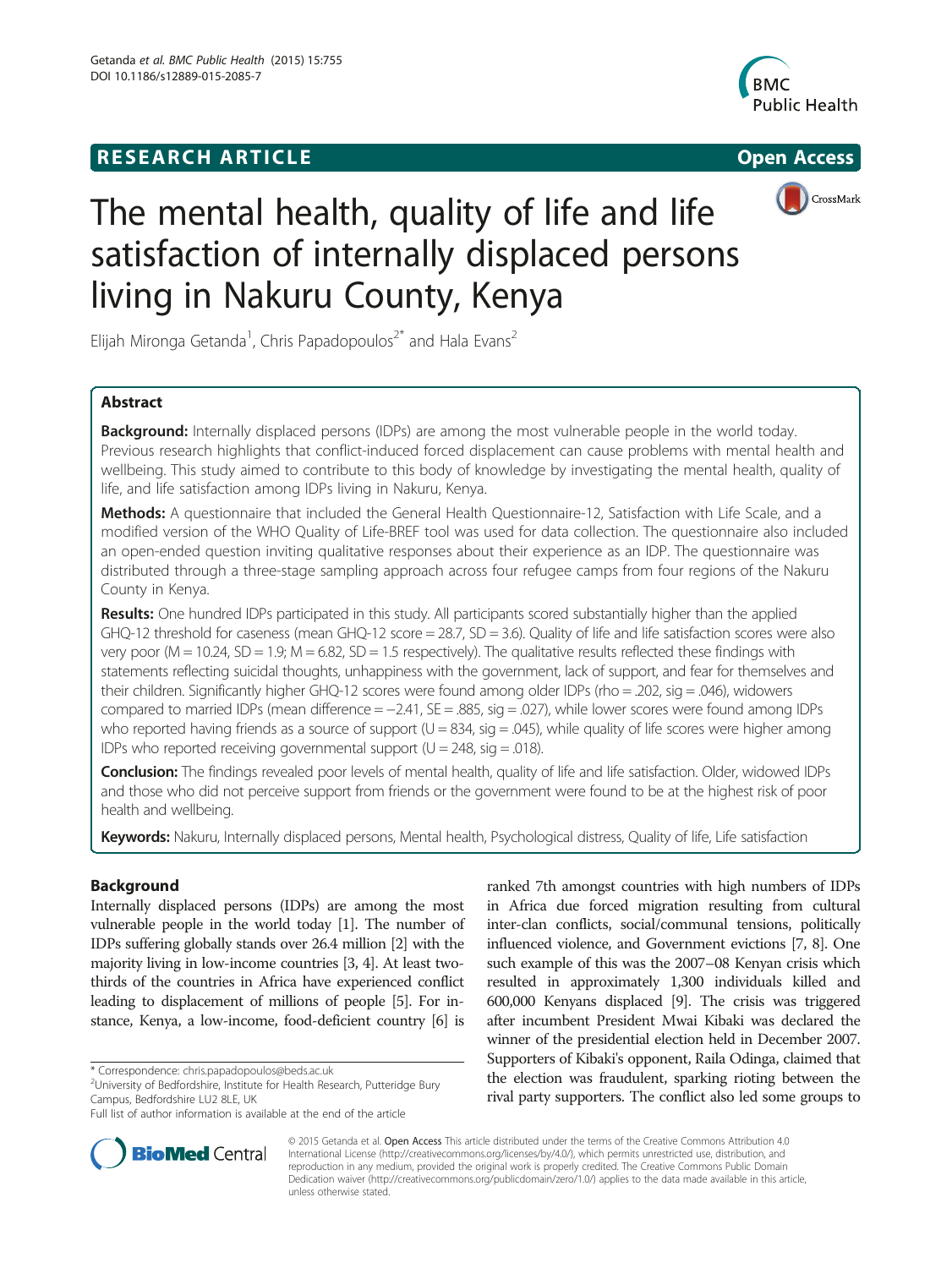# The mental health, quality of life and life satisfaction of internally displaced persons living in Nakuru County, Kenya

Elijah Mironga Getanda[1], Chris Papadopoulos[2*] and Hala Evans[2]

## Abstract

**Background:** Internally displaced persons (IDPs) are among the most vulnerable people in the world today. Previous research highlights that conflict-induced forced displacement can cause problems with mental health and wellbeing. This study aimed to contribute to this body of knowledge by investigating the mental health, quality of life, and life satisfaction among IDPs living in Nakuru, Kenya.

**Methods:** A questionnaire that included the General Health Questionnaire-12, Satisfaction with Life Scale, and a modified version of the WHO Quality of Life-BREF tool was used for data collection. The questionnaire also included an open-ended question inviting qualitative responses about their experience as an IDP. The questionnaire was distributed through a three-stage sampling approach across four refugee camps from four regions of the Nakuru County in Kenya.

**Results:** One hundred IDPs participated in this study. All participants scored substantially higher than the applied GHQ-12 threshold for caseness (mean GHQ-12 score = 28.7, SD = 3.6). Quality of life and life satisfaction scores were also very poor (M = 10.24, SD = 1.9; M = 6.82, SD = 1.5 respectively). The qualitative results reflected these findings with statements reflecting suicidal thoughts, unhappiness with the government, lack of support, and fear for themselves and their children. Significantly higher GHQ-12 scores were found among older IDPs (rho = .202, sig = .046), widowers compared to married IDPs (mean difference = −2.41, SE = .885, sig = .027), while lower scores were found among IDPs who reported having friends as a source of support (U = 834, sig = .045), while quality of life scores were higher among IDPs who reported receiving governmental support (U = 248, sig = .018).

**Conclusion:** The findings revealed poor levels of mental health, quality of life and life satisfaction. Older, widowed IDPs and those who did not perceive support from friends or the government were found to be at the highest risk of poor health and wellbeing.

**Keywords:** Nakuru, Internally displaced persons, Mental health, Psychological distress, Quality of life, Life satisfaction

## Background

Internally displaced persons (IDPs) are among the most vulnerable people in the world today [1]. The number of IDPs suffering globally stands over 26.4 million [2] with the majority living in low-income countries [3, 4]. At least two-thirds of the countries in Africa have experienced conflict leading to displacement of millions of people [5]. For instance, Kenya, a low-income, food-deficient country [6] is ranked 7th amongst countries with high numbers of IDPs in Africa due forced migration resulting from cultural inter-clan conflicts, social/communal tensions, politically influenced violence, and Government evictions [7, 8]. One such example of this was the 2007–08 Kenyan crisis which resulted in approximately 1,300 individuals killed and 600,000 Kenyans displaced [9]. The crisis was triggered after incumbent President Mwai Kibaki was declared the winner of the presidential election held in December 2007. Supporters of Kibaki's opponent, Raila Odinga, claimed that the election was fraudulent, sparking rioting between the rival party supporters. The conflict also led some groups to

\* Correspondence: chris.papadopoulos@beds.ac.uk
[2]University of Bedfordshire, Institute for Health Research, Putteridge Bury Campus, Bedfordshire LU2 8LE, UK
Full list of author information is available at the end of the article

© 2015 Getanda et al. Open Access This article is distributed under the terms of the Creative Commons Attribution 4.0 International License (http://creativecommons.org/licenses/by/4.0/), which permits unrestricted use, distribution, and reproduction in any medium, provided the original work is properly credited. The Creative Commons Public Domain Dedication waiver (http://creativecommons.org/publicdomain/zero/1.0/) applies to the data made available in this article, unless otherwise stated.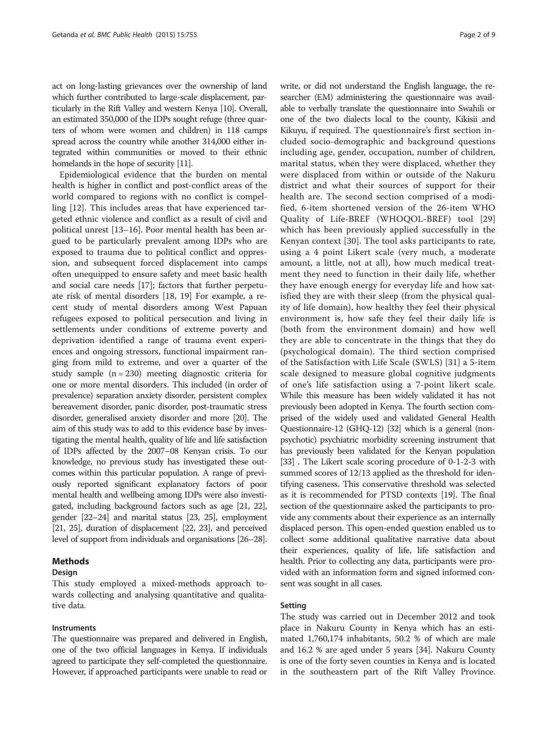act on long-lasting grievances over the ownership of land which further contributed to large-scale displacement, particularly in the Rift Valley and western Kenya [10]. Overall, an estimated 350,000 of the IDPs sought refuge (three quarters of whom were women and children) in 118 camps spread across the country while another 314,000 either integrated within communities or moved to their ethnic homelands in the hope of security [11].

Epidemiological evidence that the burden on mental health is higher in conflict and post-conflict areas of the world compared to regions with no conflict is compelling [12]. This includes areas that have experienced targeted ethnic violence and conflict as a result of civil and political unrest [13–16]. Poor mental health has been argued to be particularly prevalent among IDPs who are exposed to trauma due to political conflict and oppression, and subsequent forced displacement into camps often unequipped to ensure safety and meet basic health and social care needs [17]; factors that further perpetuate risk of mental disorders [18, 19] For example, a recent study of mental disorders among West Papuan refugees exposed to political persecution and living in settlements under conditions of extreme poverty and deprivation identified a range of trauma event experiences and ongoing stressors, functional impairment ranging from mild to extreme, and over a quarter of the study sample (n = 230) meeting diagnostic criteria for one or more mental disorders. This included (in order of prevalence) separation anxiety disorder, persistent complex bereavement disorder, panic disorder, post-traumatic stress disorder, generalised anxiety disorder and more [20]. The aim of this study was to add to this evidence base by investigating the mental health, quality of life and life satisfaction of IDPs affected by the 2007–08 Kenyan crisis. To our knowledge, no previous study has investigated these outcomes within this particular population. A range of previously reported significant explanatory factors of poor mental health and wellbeing among IDPs were also investigated, including background factors such as age [21, 22], gender [22–24] and marital status [23, 25], employment [21, 25], duration of displacement [22, 23], and perceived level of support from individuals and organisations [26–28].

## Methods

### Design

This study employed a mixed-methods approach towards collecting and analysing quantitative and qualitative data.

### Instruments

The questionnaire was prepared and delivered in English, one of the two official languages in Kenya. If individuals agreed to participate they self-completed the questionnaire. However, if approached participants were unable to read or write, or did not understand the English language, the researcher (EM) administering the questionnaire was available to verbally translate the questionnaire into Swahili or one of the two dialects local to the county, Kikisii and Kikuyu, if required. The questionnaire's first section included socio-demographic and background questions including age, gender, occupation, number of children, marital status, when they were displaced, whether they were displaced from within or outside of the Nakuru district and what their sources of support for their health are. The second section comprised of a modified, 6-item shortened version of the 26-item WHO Quality of Life-BREF (WHOQOL-BREF) tool [29] which has been previously applied successfully in the Kenyan context [30]. The tool asks participants to rate, using a 4 point Likert scale (very much, a moderate amount, a little, not at all), how much medical treatment they need to function in their daily life, whether they have enough energy for everyday life and how satisfied they are with their sleep (from the physical quality of life domain), how healthy they feel their physical environment is, how safe they feel their daily life is (both from the environment domain) and how well they are able to concentrate in the things that they do (psychological domain). The third section comprised of the Satisfaction with Life Scale (SWLS) [31] a 5-item scale designed to measure global cognitive judgments of one's life satisfaction using a 7-point likert scale. While this measure has been widely validated it has not previously been adopted in Kenya. The fourth section comprised of the widely used and validated General Health Questionnaire-12 (GHQ-12) [32] which is a general (non-psychotic) psychiatric morbidity screening instrument that has previously been validated for the Kenyan population [33] . The Likert scale scoring procedure of 0-1-2-3 with summed scores of 12/13 applied as the threshold for identifying caseness. This conservative threshold was selected as it is recommended for PTSD contexts [19]. The final section of the questionnaire asked the participants to provide any comments about their experience as an internally displaced person. This open-ended question enabled us to collect some additional qualitative narrative data about their experiences, quality of life, life satisfaction and health. Prior to collecting any data, participants were provided with an information form and signed informed consent was sought in all cases.

### Setting

The study was carried out in December 2012 and took place in Nakuru County in Kenya which has an estimated 1,760,174 inhabitants, 50.2 % of which are male and 16.2 % are aged under 5 years [34]. Nakuru County is one of the forty seven counties in Kenya and is located in the southeastern part of the Rift Valley Province.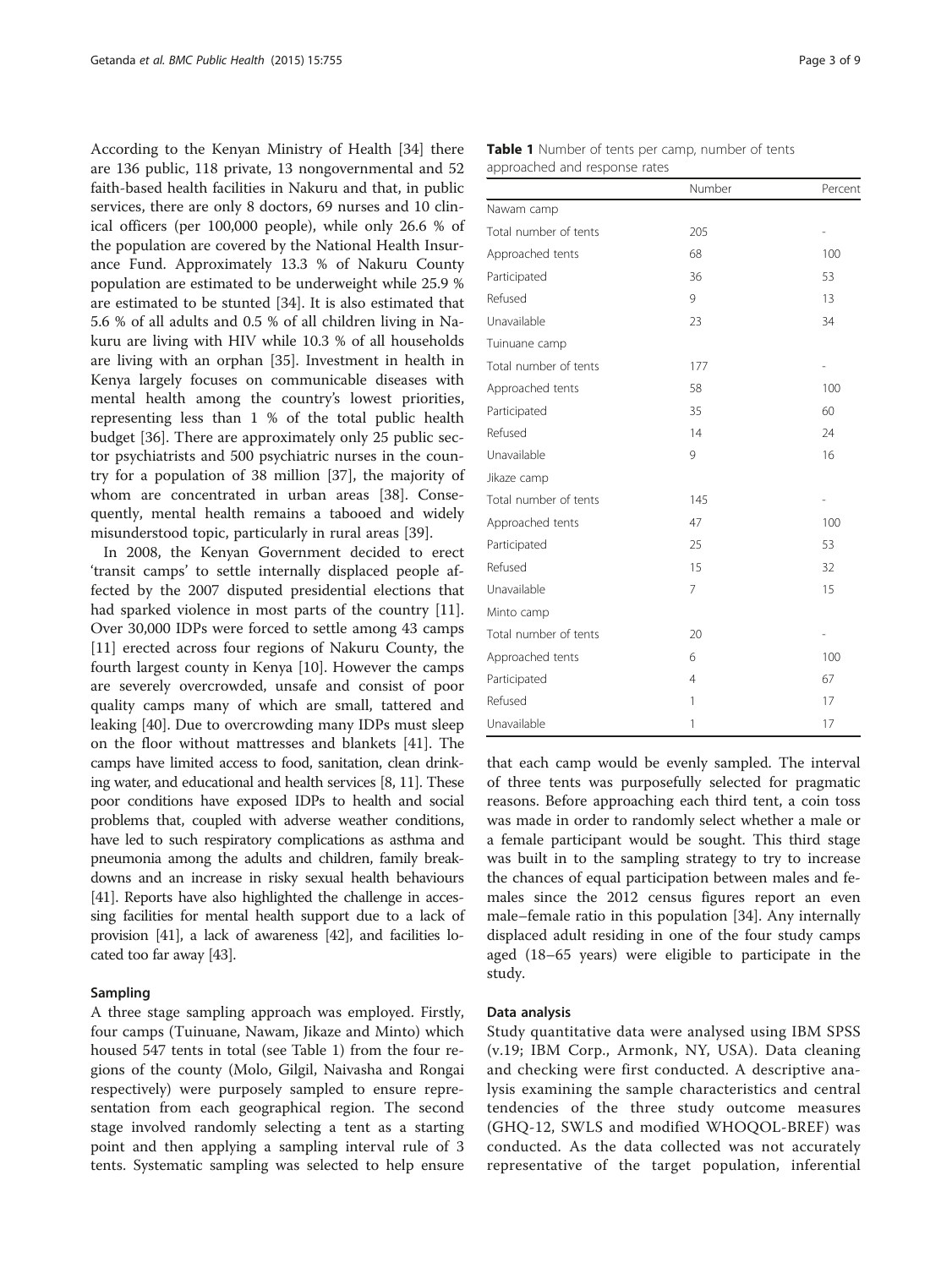According to the Kenyan Ministry of Health [34] there are 136 public, 118 private, 13 nongovernmental and 52 faith-based health facilities in Nakuru and that, in public services, there are only 8 doctors, 69 nurses and 10 clinical officers (per 100,000 people), while only 26.6 % of the population are covered by the National Health Insurance Fund. Approximately 13.3 % of Nakuru County population are estimated to be underweight while 25.9 % are estimated to be stunted [34]. It is also estimated that 5.6 % of all adults and 0.5 % of all children living in Nakuru are living with HIV while 10.3 % of all households are living with an orphan [35]. Investment in health in Kenya largely focuses on communicable diseases with mental health among the country's lowest priorities, representing less than 1 % of the total public health budget [36]. There are approximately only 25 public sector psychiatrists and 500 psychiatric nurses in the country for a population of 38 million [37], the majority of whom are concentrated in urban areas [38]. Consequently, mental health remains a tabooed and widely misunderstood topic, particularly in rural areas [39].

In 2008, the Kenyan Government decided to erect 'transit camps' to settle internally displaced people affected by the 2007 disputed presidential elections that had sparked violence in most parts of the country [11]. Over 30,000 IDPs were forced to settle among 43 camps [11] erected across four regions of Nakuru County, the fourth largest county in Kenya [10]. However the camps are severely overcrowded, unsafe and consist of poor quality camps many of which are small, tattered and leaking [40]. Due to overcrowding many IDPs must sleep on the floor without mattresses and blankets [41]. The camps have limited access to food, sanitation, clean drinking water, and educational and health services [8, 11]. These poor conditions have exposed IDPs to health and social problems that, coupled with adverse weather conditions, have led to such respiratory complications as asthma and pneumonia among the adults and children, family breakdowns and an increase in risky sexual health behaviours [41]. Reports have also highlighted the challenge in accessing facilities for mental health support due to a lack of provision [41], a lack of awareness [42], and facilities located too far away [43].

### Sampling

A three stage sampling approach was employed. Firstly, four camps (Tuinuane, Nawam, Jikaze and Minto) which housed 547 tents in total (see Table 1) from the four regions of the county (Molo, Gilgil, Naivasha and Rongai respectively) were purposely sampled to ensure representation from each geographical region. The second stage involved randomly selecting a tent as a starting point and then applying a sampling interval rule of 3 tents. Systematic sampling was selected to help ensure that each camp would be evenly sampled. The interval of three tents was purposefully selected for pragmatic reasons. Before approaching each third tent, a coin toss was made in order to randomly select whether a male or a female participant would be sought. This third stage was built in to the sampling strategy to try to increase the chances of equal participation between males and females since the 2012 census figures report an even male–female ratio in this population [34]. Any internally displaced adult residing in one of the four study camps aged (18–65 years) were eligible to participate in the study.

**Table 1** Number of tents per camp, number of tents approached and response rates

| | Number | Percent |
|---|---|---|
| Nawam camp | | |
| Total number of tents | 205 | - |
| Approached tents | 68 | 100 |
| Participated | 36 | 53 |
| Refused | 9 | 13 |
| Unavailable | 23 | 34 |
| Tuinuane camp | | |
| Total number of tents | 177 | - |
| Approached tents | 58 | 100 |
| Participated | 35 | 60 |
| Refused | 14 | 24 |
| Unavailable | 9 | 16 |
| Jikaze camp | | |
| Total number of tents | 145 | - |
| Approached tents | 47 | 100 |
| Participated | 25 | 53 |
| Refused | 15 | 32 |
| Unavailable | 7 | 15 |
| Minto camp | | |
| Total number of tents | 20 | - |
| Approached tents | 6 | 100 |
| Participated | 4 | 67 |
| Refused | 1 | 17 |
| Unavailable | 1 | 17 |

### Data analysis

Study quantitative data were analysed using IBM SPSS (v.19; IBM Corp., Armonk, NY, USA). Data cleaning and checking were first conducted. A descriptive analysis examining the sample characteristics and central tendencies of the three study outcome measures (GHQ-12, SWLS and modified WHOQOL-BREF) was conducted. As the data collected was not accurately representative of the target population, inferential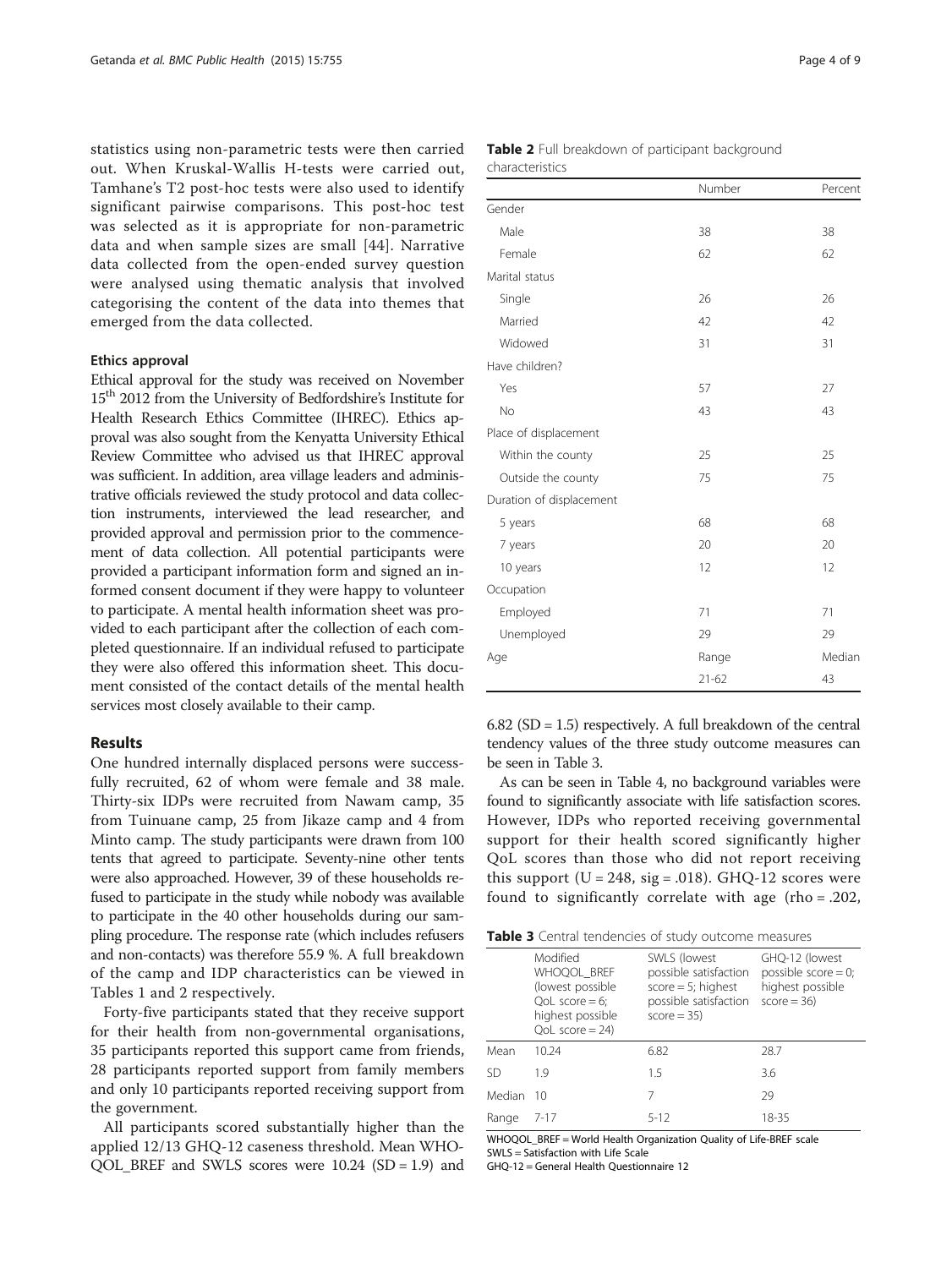statistics using non-parametric tests were then carried out. When Kruskal-Wallis H-tests were carried out, Tamhane's T2 post-hoc tests were also used to identify significant pairwise comparisons. This post-hoc test was selected as it is appropriate for non-parametric data and when sample sizes are small [44]. Narrative data collected from the open-ended survey question were analysed using thematic analysis that involved categorising the content of the data into themes that emerged from the data collected.

#### Ethics approval

Ethical approval for the study was received on November 15th 2012 from the University of Bedfordshire's Institute for Health Research Ethics Committee (IHREC). Ethics approval was also sought from the Kenyatta University Ethical Review Committee who advised us that IHREC approval was sufficient. In addition, area village leaders and administrative officials reviewed the study protocol and data collection instruments, interviewed the lead researcher, and provided approval and permission prior to the commencement of data collection. All potential participants were provided a participant information form and signed an informed consent document if they were happy to volunteer to participate. A mental health information sheet was provided to each participant after the collection of each completed questionnaire. If an individual refused to participate they were also offered this information sheet. This document consisted of the contact details of the mental health services most closely available to their camp.

## Results

One hundred internally displaced persons were successfully recruited, 62 of whom were female and 38 male. Thirty-six IDPs were recruited from Nawam camp, 35 from Tuinuane camp, 25 from Jikaze camp and 4 from Minto camp. The study participants were drawn from 100 tents that agreed to participate. Seventy-nine other tents were also approached. However, 39 of these households refused to participate in the study while nobody was available to participate in the 40 other households during our sampling procedure. The response rate (which includes refusers and non-contacts) was therefore 55.9 %. A full breakdown of the camp and IDP characteristics can be viewed in Tables 1 and 2 respectively.

Forty-five participants stated that they receive support for their health from non-governmental organisations, 35 participants reported this support came from friends, 28 participants reported support from family members and only 10 participants reported receiving support from the government.

All participants scored substantially higher than the applied 12/13 GHQ-12 caseness threshold. Mean WHO-QOL_BREF and SWLS scores were 10.24 (SD = 1.9) and 6.82 (SD = 1.5) respectively. A full breakdown of the central tendency values of the three study outcome measures can be seen in Table 3.

As can be seen in Table 4, no background variables were found to significantly associate with life satisfaction scores. However, IDPs who reported receiving governmental support for their health scored significantly higher QoL scores than those who did not report receiving this support (U = 248, sig = .018). GHQ-12 scores were found to significantly correlate with age (rho = .202,

**Table 2** Full breakdown of participant background characteristics

| | Number | Percent |
|---|---|---|
| Gender | | |
| Male | 38 | 38 |
| Female | 62 | 62 |
| Marital status | | |
| Single | 26 | 26 |
| Married | 42 | 42 |
| Widowed | 31 | 31 |
| Have children? | | |
| Yes | 57 | 27 |
| No | 43 | 43 |
| Place of displacement | | |
| Within the county | 25 | 25 |
| Outside the county | 75 | 75 |
| Duration of displacement | | |
| 5 years | 68 | 68 |
| 7 years | 20 | 20 |
| 10 years | 12 | 12 |
| Occupation | | |
| Employed | 71 | 71 |
| Unemployed | 29 | 29 |
| Age | Range | Median |
| | 21-62 | 43 |

**Table 3** Central tendencies of study outcome measures

| | Modified WHOQOL_BREF (lowest possible QoL score = 6; highest possible QoL score = 24) | SWLS (lowest possible satisfaction score = 5; highest possible satisfaction score = 35) | GHQ-12 (lowest possible score = 0; highest possible score = 36) |
|---|---|---|---|
| Mean | 10.24 | 6.82 | 28.7 |
| SD | 1.9 | 1.5 | 3.6 |
| Median | 10 | 7 | 29 |
| Range | 7-17 | 5-12 | 18-35 |

WHOQOL_BREF = World Health Organization Quality of Life-BREF scale
SWLS = Satisfaction with Life Scale
GHQ-12 = General Health Questionnaire 12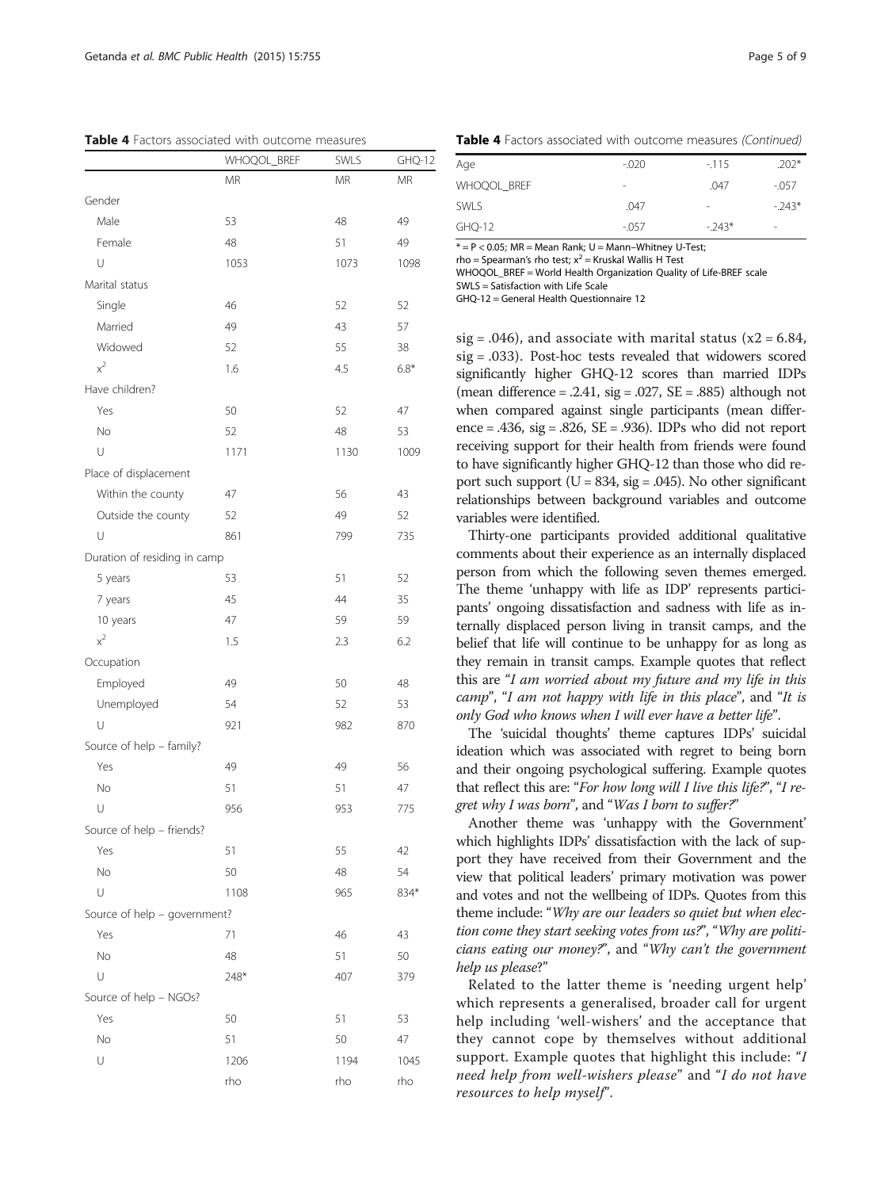**Table 4** Factors associated with outcome measures

| | WHOQOL_BREF | SWLS | GHQ-12 |
|---|---|---|---|
| | MR | MR | MR |
| Gender | | | |
| Male | 53 | 48 | 49 |
| Female | 48 | 51 | 49 |
| U | 1053 | 1073 | 1098 |
| Marital status | | | |
| Single | 46 | 52 | 52 |
| Married | 49 | 43 | 57 |
| Widowed | 52 | 55 | 38 |
| $x^2$ | 1.6 | 4.5 | 6.8* |
| Have children? | | | |
| Yes | 50 | 52 | 47 |
| No | 52 | 48 | 53 |
| U | 1171 | 1130 | 1009 |
| Place of displacement | | | |
| Within the county | 47 | 56 | 43 |
| Outside the county | 52 | 49 | 52 |
| U | 861 | 799 | 735 |
| Duration of residing in camp | | | |
| 5 years | 53 | 51 | 52 |
| 7 years | 45 | 44 | 35 |
| 10 years | 47 | 59 | 59 |
| $x^2$ | 1.5 | 2.3 | 6.2 |
| Occupation | | | |
| Employed | 49 | 50 | 48 |
| Unemployed | 54 | 52 | 53 |
| U | 921 | 982 | 870 |
| Source of help – family? | | | |
| Yes | 49 | 49 | 56 |
| No | 51 | 51 | 47 |
| U | 956 | 953 | 775 |
| Source of help – friends? | | | |
| Yes | 51 | 55 | 42 |
| No | 50 | 48 | 54 |
| U | 1108 | 965 | 834* |
| Source of help – government? | | | |
| Yes | 71 | 46 | 43 |
| No | 48 | 51 | 50 |
| U | 248* | 407 | 379 |
| Source of help – NGOs? | | | |
| Yes | 50 | 51 | 53 |
| No | 51 | 50 | 47 |
| U | 1206 | 1194 | 1045 |
| | rho | rho | rho |
| Age | -.020 | -.115 | .202* |
| WHOQOL_BREF | - | .047 | -.057 |
| SWLS | .047 | - | -.243* |
| GHQ-12 | -.057 | -.243* | - |

* = P < 0.05; MR = Mean Rank; U = Mann–Whitney U-Test;
rho = Spearman's rho test; $x^2$ = Kruskal Wallis H Test
WHOQOL_BREF = World Health Organization Quality of Life-BREF scale
SWLS = Satisfaction with Life Scale
GHQ-12 = General Health Questionnaire 12

sig = .046), and associate with marital status ($x2 = 6.84$, sig = .033). Post-hoc tests revealed that widowers scored significantly higher GHQ-12 scores than married IDPs (mean difference = .2.41, sig = .027, SE = .885) although not when compared against single participants (mean difference = .436, sig = .826, SE = .936). IDPs who did not report receiving support for their health from friends were found to have significantly higher GHQ-12 than those who did report such support (U = 834, sig = .045). No other significant relationships between background variables and outcome variables were identified.

Thirty-one participants provided additional qualitative comments about their experience as an internally displaced person from which the following seven themes emerged. The theme 'unhappy with life as IDP' represents participants' ongoing dissatisfaction and sadness with life as internally displaced person living in transit camps, and the belief that life will continue to be unhappy for as long as they remain in transit camps. Example quotes that reflect this are "*I am worried about my future and my life in this camp*", "*I am not happy with life in this place*", and "*It is only God who knows when I will ever have a better life*".

The 'suicidal thoughts' theme captures IDPs' suicidal ideation which was associated with regret to being born and their ongoing psychological suffering. Example quotes that reflect this are: "*For how long will I live this life?*", "*I regret why I was born*", and "*Was I born to suffer?*"

Another theme was 'unhappy with the Government' which highlights IDPs' dissatisfaction with the lack of support they have received from their Government and the view that political leaders' primary motivation was power and votes and not the wellbeing of IDPs. Quotes from this theme include: "*Why are our leaders so quiet but when election come they start seeking votes from us?*", "*Why are politicians eating our money?*", and "*Why can't the government help us please?*"

Related to the latter theme is 'needing urgent help' which represents a generalised, broader call for urgent help including 'well-wishers' and the acceptance that they cannot cope by themselves without additional support. Example quotes that highlight this include: "*I need help from well-wishers please*" and "*I do not have resources to help myself*".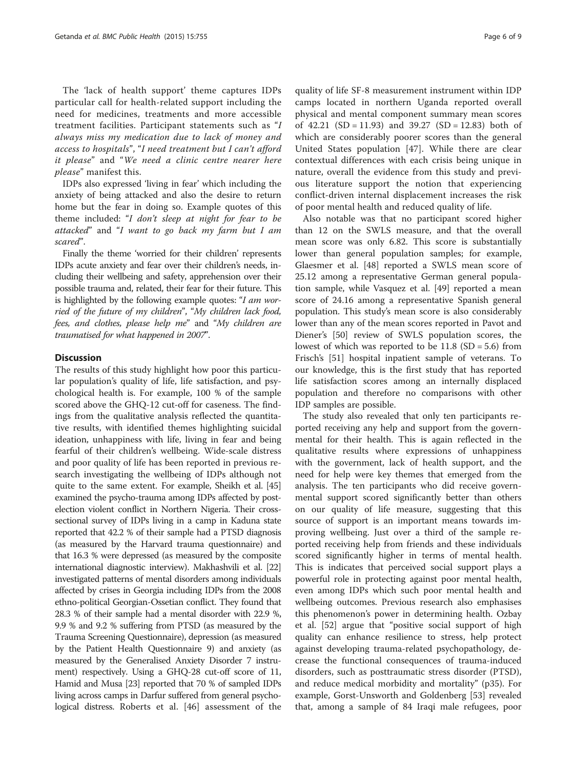The 'lack of health support' theme captures IDPs particular call for health-related support including the need for medicines, treatments and more accessible treatment facilities. Participant statements such as "*I always miss my medication due to lack of money and access to hospitals*", "*I need treatment but I can't afford it please*" and "*We need a clinic centre nearer here please*" manifest this.

IDPs also expressed 'living in fear' which including the anxiety of being attacked and also the desire to return home but the fear in doing so. Example quotes of this theme included: "*I don't sleep at night for fear to be attacked*" and "*I want to go back my farm but I am scared*".

Finally the theme 'worried for their children' represents IDPs acute anxiety and fear over their children's needs, including their wellbeing and safety, apprehension over their possible trauma and, related, their fear for their future. This is highlighted by the following example quotes: "*I am worried of the future of my children*", "*My children lack food, fees, and clothes, please help me*" and "*My children are traumatised for what happened in 2007*".

## Discussion

The results of this study highlight how poor this particular population's quality of life, life satisfaction, and psychological health is. For example, 100 % of the sample scored above the GHQ-12 cut-off for caseness. The findings from the qualitative analysis reflected the quantitative results, with identified themes highlighting suicidal ideation, unhappiness with life, living in fear and being fearful of their children's wellbeing. Wide-scale distress and poor quality of life has been reported in previous research investigating the wellbeing of IDPs although not quite to the same extent. For example, Sheikh et al. [45] examined the psycho-trauma among IDPs affected by post-election violent conflict in Northern Nigeria. Their cross-sectional survey of IDPs living in a camp in Kaduna state reported that 42.2 % of their sample had a PTSD diagnosis (as measured by the Harvard trauma questionnaire) and that 16.3 % were depressed (as measured by the composite international diagnostic interview). Makhashvili et al. [22] investigated patterns of mental disorders among individuals affected by crises in Georgia including IDPs from the 2008 ethno-political Georgian-Ossetian conflict. They found that 28.3 % of their sample had a mental disorder with 22.9 %, 9.9 % and 9.2 % suffering from PTSD (as measured by the Trauma Screening Questionnaire), depression (as measured by the Patient Health Questionnaire 9) and anxiety (as measured by the Generalised Anxiety Disorder 7 instrument) respectively. Using a GHQ-28 cut-off score of 11, Hamid and Musa [23] reported that 70 % of sampled IDPs living across camps in Darfur suffered from general psychological distress. Roberts et al. [46] assessment of the quality of life SF-8 measurement instrument within IDP camps located in northern Uganda reported overall physical and mental component summary mean scores of 42.21 (SD = 11.93) and 39.27 (SD = 12.83) both of which are considerably poorer scores than the general United States population [47]. While there are clear contextual differences with each crisis being unique in nature, overall the evidence from this study and previous literature support the notion that experiencing conflict-driven internal displacement increases the risk of poor mental health and reduced quality of life.

Also notable was that no participant scored higher than 12 on the SWLS measure, and that the overall mean score was only 6.82. This score is substantially lower than general population samples; for example, Glaesmer et al. [48] reported a SWLS mean score of 25.12 among a representative German general population sample, while Vasquez et al. [49] reported a mean score of 24.16 among a representative Spanish general population. This study's mean score is also considerably lower than any of the mean scores reported in Pavot and Diener's [50] review of SWLS population scores, the lowest of which was reported to be 11.8 (SD = 5.6) from Frisch's [51] hospital inpatient sample of veterans. To our knowledge, this is the first study that has reported life satisfaction scores among an internally displaced population and therefore no comparisons with other IDP samples are possible.

The study also revealed that only ten participants reported receiving any help and support from the governmental for their health. This is again reflected in the qualitative results where expressions of unhappiness with the government, lack of health support, and the need for help were key themes that emerged from the analysis. The ten participants who did receive governmental support scored significantly better than others on our quality of life measure, suggesting that this source of support is an important means towards improving wellbeing. Just over a third of the sample reported receiving help from friends and these individuals scored significantly higher in terms of mental health. This is indicates that perceived social support plays a powerful role in protecting against poor mental health, even among IDPs which such poor mental health and wellbeing outcomes. Previous research also emphasises this phenomenon's power in determining health. Ozbay et al. [52] argue that "positive social support of high quality can enhance resilience to stress, help protect against developing trauma-related psychopathology, decrease the functional consequences of trauma-induced disorders, such as posttraumatic stress disorder (PTSD), and reduce medical morbidity and mortality" (p35). For example, Gorst-Unsworth and Goldenberg [53] revealed that, among a sample of 84 Iraqi male refugees, poor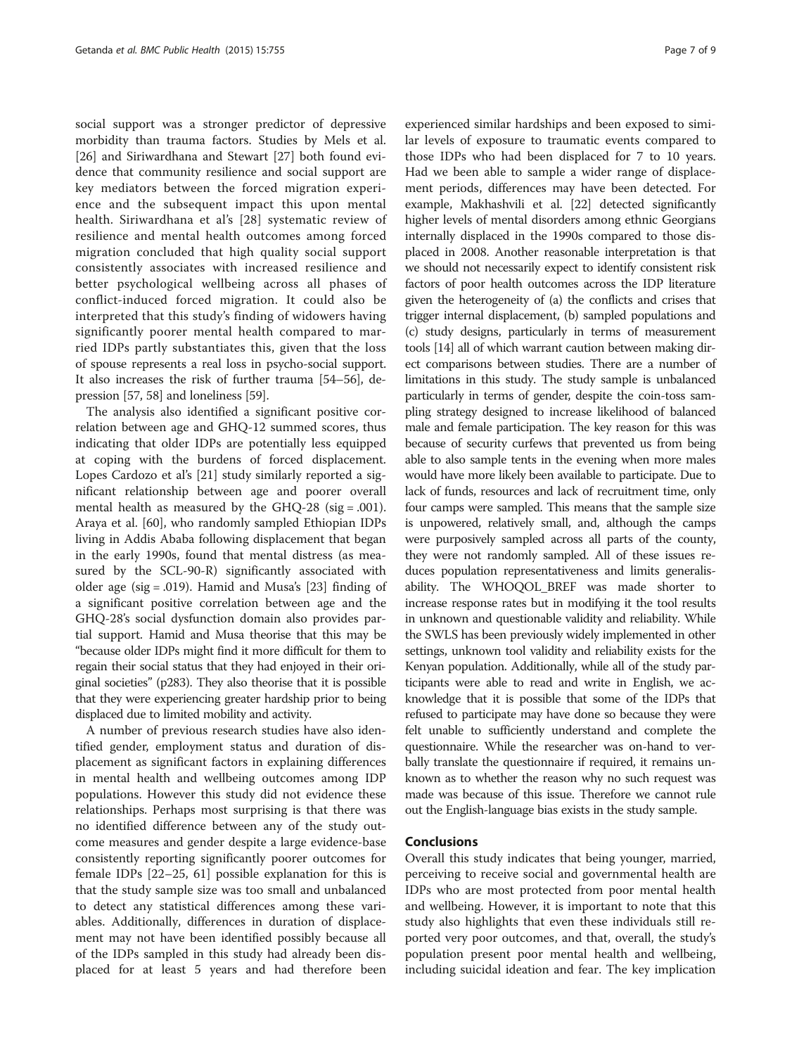social support was a stronger predictor of depressive morbidity than trauma factors. Studies by Mels et al. [26] and Siriwardhana and Stewart [27] both found evidence that community resilience and social support are key mediators between the forced migration experience and the subsequent impact this upon mental health. Siriwardhana et al's [28] systematic review of resilience and mental health outcomes among forced migration concluded that high quality social support consistently associates with increased resilience and better psychological wellbeing across all phases of conflict-induced forced migration. It could also be interpreted that this study's finding of widowers having significantly poorer mental health compared to married IDPs partly substantiates this, given that the loss of spouse represents a real loss in psycho-social support. It also increases the risk of further trauma [54–56], depression [57, 58] and loneliness [59].

The analysis also identified a significant positive correlation between age and GHQ-12 summed scores, thus indicating that older IDPs are potentially less equipped at coping with the burdens of forced displacement. Lopes Cardozo et al's [21] study similarly reported a significant relationship between age and poorer overall mental health as measured by the GHQ-28 (sig = .001). Araya et al. [60], who randomly sampled Ethiopian IDPs living in Addis Ababa following displacement that began in the early 1990s, found that mental distress (as measured by the SCL-90-R) significantly associated with older age (sig = .019). Hamid and Musa's [23] finding of a significant positive correlation between age and the GHQ-28's social dysfunction domain also provides partial support. Hamid and Musa theorise that this may be "because older IDPs might find it more difficult for them to regain their social status that they had enjoyed in their original societies" (p283). They also theorise that it is possible that they were experiencing greater hardship prior to being displaced due to limited mobility and activity.

A number of previous research studies have also identified gender, employment status and duration of displacement as significant factors in explaining differences in mental health and wellbeing outcomes among IDP populations. However this study did not evidence these relationships. Perhaps most surprising is that there was no identified difference between any of the study outcome measures and gender despite a large evidence-base consistently reporting significantly poorer outcomes for female IDPs [22–25, 61] possible explanation for this is that the study sample size was too small and unbalanced to detect any statistical differences among these variables. Additionally, differences in duration of displacement may not have been identified possibly because all of the IDPs sampled in this study had already been displaced for at least 5 years and had therefore been experienced similar hardships and been exposed to similar levels of exposure to traumatic events compared to those IDPs who had been displaced for 7 to 10 years. Had we been able to sample a wider range of displacement periods, differences may have been detected. For example, Makhashvili et al. [22] detected significantly higher levels of mental disorders among ethnic Georgians internally displaced in the 1990s compared to those displaced in 2008. Another reasonable interpretation is that we should not necessarily expect to identify consistent risk factors of poor health outcomes across the IDP literature given the heterogeneity of (a) the conflicts and crises that trigger internal displacement, (b) sampled populations and (c) study designs, particularly in terms of measurement tools [14] all of which warrant caution between making direct comparisons between studies. There are a number of limitations in this study. The study sample is unbalanced particularly in terms of gender, despite the coin-toss sampling strategy designed to increase likelihood of balanced male and female participation. The key reason for this was because of security curfews that prevented us from being able to also sample tents in the evening when more males would have more likely been available to participate. Due to lack of funds, resources and lack of recruitment time, only four camps were sampled. This means that the sample size is unpowered, relatively small, and, although the camps were purposively sampled across all parts of the county, they were not randomly sampled. All of these issues reduces population representativeness and limits generalisability. The WHOQOL_BREF was made shorter to increase response rates but in modifying it the tool results in unknown and questionable validity and reliability. While the SWLS has been previously widely implemented in other settings, unknown tool validity and reliability exists for the Kenyan population. Additionally, while all of the study participants were able to read and write in English, we acknowledge that it is possible that some of the IDPs that refused to participate may have done so because they were felt unable to sufficiently understand and complete the questionnaire. While the researcher was on-hand to verbally translate the questionnaire if required, it remains unknown as to whether the reason why no such request was made was because of this issue. Therefore we cannot rule out the English-language bias exists in the study sample.

## Conclusions

Overall this study indicates that being younger, married, perceiving to receive social and governmental health are IDPs who are most protected from poor mental health and wellbeing. However, it is important to note that this study also highlights that even these individuals still reported very poor outcomes, and that, overall, the study's population present poor mental health and wellbeing, including suicidal ideation and fear. The key implication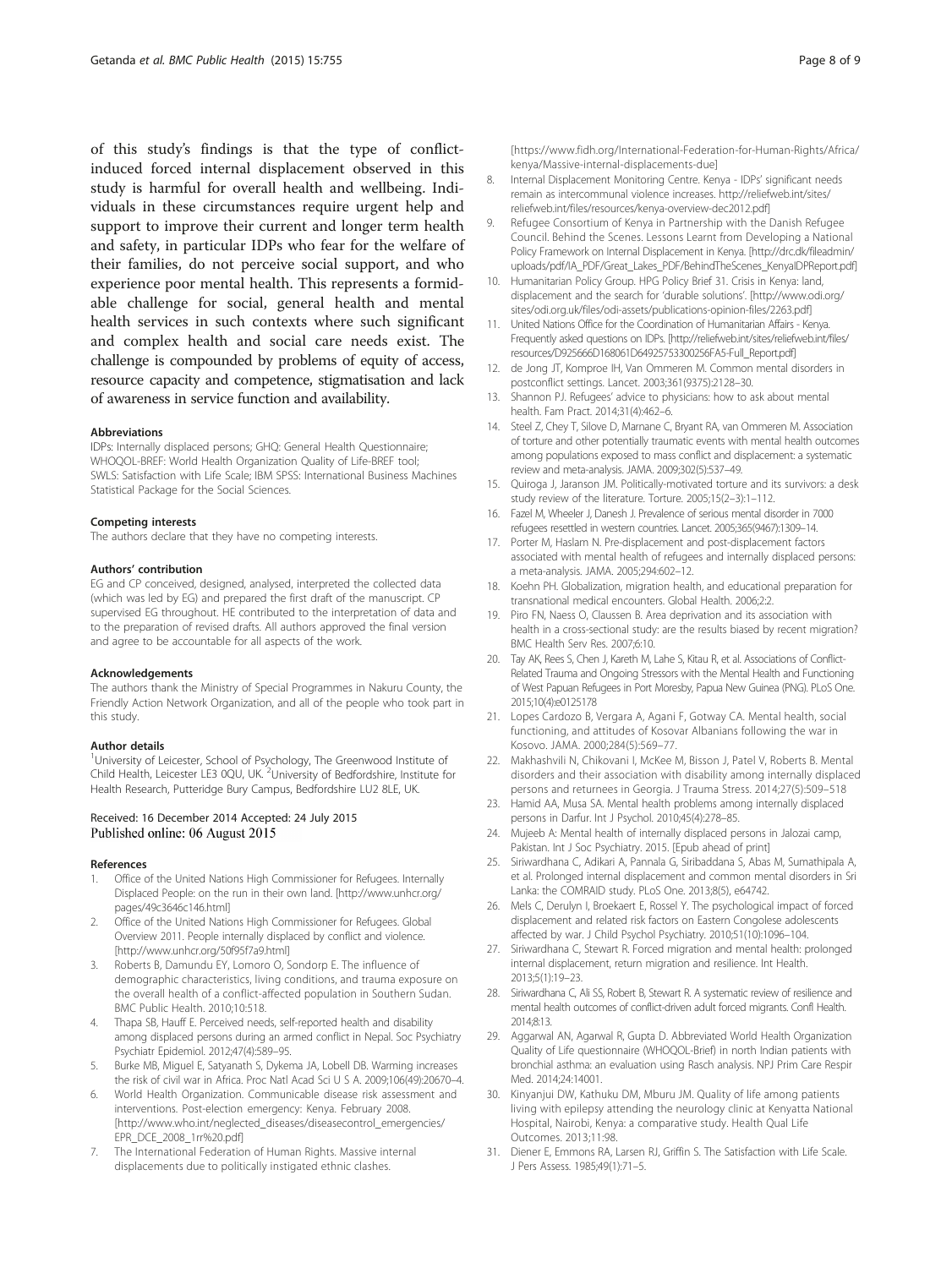of this study's findings is that the type of conflict-induced forced internal displacement observed in this study is harmful for overall health and wellbeing. Individuals in these circumstances require urgent help and support to improve their current and longer term health and safety, in particular IDPs who fear for the welfare of their families, do not perceive social support, and who experience poor mental health. This represents a formidable challenge for social, general health and mental health services in such contexts where such significant and complex health and social care needs exist. The challenge is compounded by problems of equity of access, resource capacity and competence, stigmatisation and lack of awareness in service function and availability.

#### Abbreviations

IDPs: Internally displaced persons; GHQ: General Health Questionnaire; WHOQOL-BREF: World Health Organization Quality of Life-BREF tool; SWLS: Satisfaction with Life Scale; IBM SPSS: International Business Machines Statistical Package for the Social Sciences.

#### Competing interests

The authors declare that they have no competing interests.

#### Authors' contribution

EG and CP conceived, designed, analysed, interpreted the collected data (which was led by EG) and prepared the first draft of the manuscript. CP supervised EG throughout. HE contributed to the interpretation of data and to the preparation of revised drafts. All authors approved the final version and agree to be accountable for all aspects of the work.

#### Acknowledgements

The authors thank the Ministry of Special Programmes in Nakuru County, the Friendly Action Network Organization, and all of the people who took part in this study.

#### Author details

[1]University of Leicester, School of Psychology, The Greenwood Institute of Child Health, Leicester LE3 0QU, UK. [2]University of Bedfordshire, Institute for Health Research, Putteridge Bury Campus, Bedfordshire LU2 8LE, UK.

Received: 16 December 2014 Accepted: 24 July 2015
Published online: 06 August 2015

#### References

1. Office of the United Nations High Commissioner for Refugees. Internally Displaced People: on the run in their own land. [http://www.unhcr.org/pages/49c3646c146.html]
2. Office of the United Nations High Commissioner for Refugees. Global Overview 2011. People internally displaced by conflict and violence. [http://www.unhcr.org/50f95f7a9.html]
3. Roberts B, Damundu EY, Lomoro O, Sondorp E. The influence of demographic characteristics, living conditions, and trauma exposure on the overall health of a conflict-affected population in Southern Sudan. BMC Public Health. 2010;10:518.
4. Thapa SB, Hauff E. Perceived needs, self-reported health and disability among displaced persons during an armed conflict in Nepal. Soc Psychiatry Psychiatr Epidemiol. 2012;47(4):589–95.
5. Burke MB, Miguel E, Satyanath S, Dykema JA, Lobell DB. Warming increases the risk of civil war in Africa. Proc Natl Acad Sci U S A. 2009;106(49):20670–4.
6. World Health Organization. Communicable disease risk assessment and interventions. Post-election emergency: Kenya. February 2008. [http://www.who.int/neglected_diseases/diseasecontrol_emergencies/EPR_DCE_2008_1rr%20.pdf]
7. The International Federation of Human Rights. Massive internal displacements due to politically instigated ethnic clashes. [https://www.fidh.org/International-Federation-for-Human-Rights/Africa/kenya/Massive-internal-displacements-due]
8. Internal Displacement Monitoring Centre. Kenya - IDPs' significant needs remain as intercommunal violence increases. http://reliefweb.int/sites/reliefweb.int/files/resources/kenya-overview-dec2012.pdf]
9. Refugee Consortium of Kenya in Partnership with the Danish Refugee Council. Behind the Scenes. Lessons Learnt from Developing a National Policy Framework on Internal Displacement in Kenya. [http://drc.dk/fileadmin/uploads/pdf/IA_PDF/Great_Lakes_PDF/BehindTheScenes_KenyaIDPReport.pdf]
10. Humanitarian Policy Group. HPG Policy Brief 31. Crisis in Kenya: land, displacement and the search for 'durable solutions'. [http://www.odi.org/sites/odi.org.uk/files/odi-assets/publications-opinion-files/2263.pdf]
11. United Nations Office for the Coordination of Humanitarian Affairs - Kenya. Frequently asked questions on IDPs. [http://reliefweb.int/sites/reliefweb.int/files/resources/D925666D168061D64925753300256FA5-Full_Report.pdf]
12. de Jong JT, Komproe IH, Van Ommeren M. Common mental disorders in postconflict settings. Lancet. 2003;361(9375):2128–30.
13. Shannon PJ. Refugees' advice to physicians: how to ask about mental health. Fam Pract. 2014;31(4):462–6.
14. Steel Z, Chey T, Silove D, Marnane C, Bryant RA, van Ommeren M. Association of torture and other potentially traumatic events with mental health outcomes among populations exposed to mass conflict and displacement: a systematic review and meta-analysis. JAMA. 2009;302(5):537–49.
15. Quiroga J, Jaranson JM. Politically-motivated torture and its survivors: a desk study review of the literature. Torture. 2005;15(2–3):1–112.
16. Fazel M, Wheeler J, Danesh J. Prevalence of serious mental disorder in 7000 refugees resettled in western countries. Lancet. 2005;365(9467):1309–14.
17. Porter M, Haslam N. Pre-displacement and post-displacement factors associated with mental health of refugees and internally displaced persons: a meta-analysis. JAMA. 2005;294:602–12.
18. Koehn PH. Globalization, migration health, and educational preparation for transnational medical encounters. Global Health. 2006;2:2.
19. Piro FN, Naess O, Claussen B. Area deprivation and its association with health in a cross-sectional study: are the results biased by recent migration? BMC Health Serv Res. 2007;6:10.
20. Tay AK, Rees S, Chen J, Kareth M, Lahe S, Kitau R, et al. Associations of Conflict-Related Trauma and Ongoing Stressors with the Mental Health and Functioning of West Papuan Refugees in Port Moresby, Papua New Guinea (PNG). PLoS One. 2015;10(4):e0125178
21. Lopes Cardozo B, Vergara A, Agani F, Gotway CA. Mental health, social functioning, and attitudes of Kosovar Albanians following the war in Kosovo. JAMA. 2000;284(5):569–77.
22. Makhashvili N, Chikovani I, McKee M, Bisson J, Patel V, Roberts B. Mental disorders and their association with disability among internally displaced persons and returnees in Georgia. J Trauma Stress. 2014;27(5):509–518
23. Hamid AA, Musa SA. Mental health problems among internally displaced persons in Darfur. Int J Psychol. 2010;45(4):278–85.
24. Mujeeb A: Mental health of internally displaced persons in Jalozai camp, Pakistan. Int J Soc Psychiatry. 2015. [Epub ahead of print]
25. Siriwardhana C, Adikari A, Pannala G, Siribaddana S, Abas M, Sumathipala A, et al. Prolonged internal displacement and common mental disorders in Sri Lanka: the COMRAID study. PLoS One. 2013;8(5), e64742.
26. Mels C, Derulyn I, Broekaert E, Rossel Y. The psychological impact of forced displacement and related risk factors on Eastern Congolese adolescents affected by war. J Child Psychol Psychiatry. 2010;51(10):1096–104.
27. Siriwardhana C, Stewart R. Forced migration and mental health: prolonged internal displacement, return migration and resilience. Int Health. 2013;5(1):19–23.
28. Siriwardhana C, Ali SS, Robert B, Stewart R. A systematic review of resilience and mental health outcomes of conflict-driven adult forced migrants. Confl Health. 2014;8:13.
29. Aggarwal AN, Agarwal R, Gupta D. Abbreviated World Health Organization Quality of Life questionnaire (WHOQOL-Brief) in north Indian patients with bronchial asthma: an evaluation using Rasch analysis. NPJ Prim Care Respir Med. 2014;24:14001.
30. Kinyanjui DW, Kathuku DM, Mburu JM. Quality of life among patients living with epilepsy attending the neurology clinic at Kenyatta National Hospital, Nairobi, Kenya: a comparative study. Health Qual Life Outcomes. 2013;11:98.
31. Diener E, Emmons RA, Larsen RJ, Griffin S. The Satisfaction with Life Scale. J Pers Assess. 1985;49(1):71–5.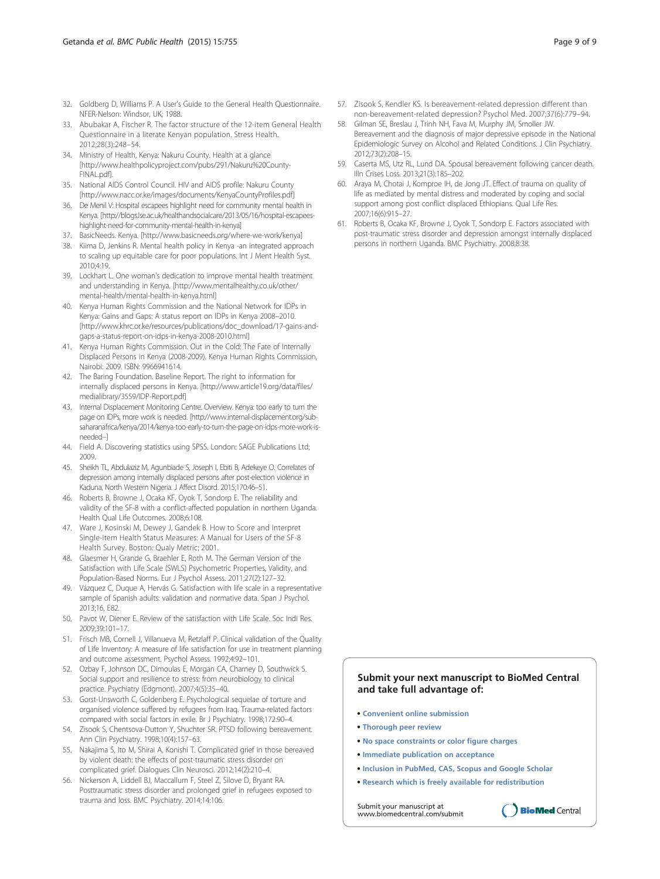32. Goldberg D, Williams P. A User's Guide to the General Health Questionnaire. NFER-Nelson: Windsor, UK; 1988.
33. Abubakar A, Fischer R. The factor structure of the 12-item General Health Questionnaire in a literate Kenyan population. Stress Health. 2012;28(3):248–54.
34. Ministry of Health, Kenya: Nakuru County. Health at a glance [http://www.healthpolicyproject.com/pubs/291/Nakuru%20County-FINAL.pdf].
35. National AIDS Control Council. HIV and AIDS profile: Nakuru County [http://www.nacc.or.ke/images/documents/KenyaCountyProfiles.pdf]
36. De Menil V: Hospital escapees highlight need for community mental health in Kenya. [http://blogs.lse.ac.uk/healthandsocialcare/2013/05/16/hospital-escapees-highlight-need-for-community-mental-health-in-kenya]
37. BasicNeeds. Kenya. [http://www.basicneeds.org/where-we-work/kenya]
38. Kiima D, Jenkins R. Mental health policy in Kenya -an integrated approach to scaling up equitable care for poor populations. Int J Ment Health Syst. 2010;4:19.
39. Lockhart L. One woman's dedication to improve mental health treatment and understanding in Kenya. [http://www.mentalhealthy.co.uk/other/mental-health/mental-health-in-kenya.html]
40. Kenya Human Rights Commission and the National Network for IDPs in Kenya: Gains and Gaps: A status report on IDPs in Kenya 2008–2010. [http://www.khrc.or.ke/resources/publications/doc_download/17-gains-and-gaps-a-status-report-on-idps-in-kenya-2008-2010.html]
41. Kenya Human Rights Commission. Out in the Cold: The Fate of Internally Displaced Persons in Kenya (2008-2009). Kenya Human Rights Commission, Nairobi: 2009. ISBN: 9966941614.
42. The Baring Foundation. Baseline Report. The right to information for internally displaced persons in Kenya. [http://www.article19.org/data/files/medialibrary/3559/IDP-Report.pdf]
43. Internal Displacement Monitoring Centre. Overview. Kenya: too early to turn the page on IDPs, more work is needed. [http://www.internal-displacement.org/sub-saharanafrica/kenya/2014/kenya-too-early-to-turn-the-page-on-idps-more-work-is-needed--]
44. Field A. Discovering statistics using SPSS. London: SAGE Publications Ltd; 2009.
45. Sheikh TL, Abdulaziz M, Agunbiade S, Joseph I, Ebiti B, Adekeye O. Correlates of depression among internally displaced persons after post-election violence in Kaduna, North Western Nigeria. J Affect Disord. 2015;170:46–51.
46. Roberts B, Browne J, Ocaka KF, Oyok T, Sondorp E. The reliability and validity of the SF-8 with a conflict-affected population in northern Uganda. Health Qual Life Outcomes. 2008;6:108.
47. Ware J, Kosinski M, Dewey J, Gandek B. How to Score and Interpret Single-Item Health Status Measures: A Manual for Users of the SF-8 Health Survey. Boston: Qualy Metric; 2001.
48. Glaesmer H, Grande G, Braehler E, Roth M. The German Version of the Satisfaction with Life Scale (SWLS) Psychometric Properties, Validity, and Population-Based Norms. Eur J Psychol Assess. 2011;27(2):127–32.
49. Vázquez C, Duque A, Hervás G. Satisfaction with life scale in a representative sample of Spanish adults: validation and normative data. Span J Psychol. 2013;16, E82.
50. Pavot W, Diener E. Review of the satisfaction with Life Scale. Soc Indi Res. 2009;39:101–17.
51. Frisch MB, Cornell J, Villanueva M, Retzlaff P. Clinical validation of the Quality of Life Inventory: A measure of life satisfaction for use in treatment planning and outcome assessment. Psychol Assess. 1992;4:92–101.
52. Ozbay F, Johnson DC, Dimoulas E, Morgan CA, Charney D, Southwick S. Social support and resilience to stress: from neurobiology to clinical practice. Psychiatry (Edgmont). 2007;4(5):35–40.
53. Gorst-Unsworth C, Goldenberg E. Psychological sequelae of torture and organised violence suffered by refugees from Iraq. Trauma-related factors compared with social factors in exile. Br J Psychiatry. 1998;172:90–4.
54. Zisook S, Chentsova-Dutton Y, Shuchter SR. PTSD following bereavement. Ann Clin Psychiatry. 1998;10(4):157–63.
55. Nakajima S, Ito M, Shirai A, Konishi T. Complicated grief in those bereaved by violent death: the effects of post-traumatic stress disorder on complicated grief. Dialogues Clin Neurosci. 2012;14(2):210–4.
56. Nickerson A, Liddell BJ, Maccallum F, Steel Z, Silove D, Bryant RA. Posttraumatic stress disorder and prolonged grief in refugees exposed to trauma and loss. BMC Psychiatry. 2014;14:106.
57. Zisook S, Kendler KS. Is bereavement-related depression different than non-bereavement-related depression? Psychol Med. 2007;37(6):779–94.
58. Gilman SE, Breslau J, Trinh NH, Fava M, Murphy JM, Smoller JW. Bereavement and the diagnosis of major depressive episode in the National Epidemiologic Survey on Alcohol and Related Conditions. J Clin Psychiatry. 2012;73(2):208–15.
59. Caserta MS, Utz RL, Lund DA. Spousal bereavement following cancer death. Illn Crises Loss. 2013;21(3):185–202.
60. Araya M, Chotai J, Komproe IH, de Jong JT. Effect of trauma on quality of life as mediated by mental distress and moderated by coping and social support among post conflict displaced Ethiopians. Qual Life Res. 2007;16(6):915–27.
61. Roberts B, Ocaka KF, Browne J, Oyok T, Sondorp E. Factors associated with post-traumatic stress disorder and depression amongst internally displaced persons in northern Uganda. BMC Psychiatry. 2008;8:38.

**Submit your next manuscript to BioMed Central and take full advantage of:**

- **Convenient online submission**
- **Thorough peer review**
- **No space constraints or color figure charges**
- **Immediate publication on acceptance**
- **Inclusion in PubMed, CAS, Scopus and Google Scholar**
- **Research which is freely available for redistribution**

Submit your manuscript at
www.biomedcentral.com/submit

BioMed Central